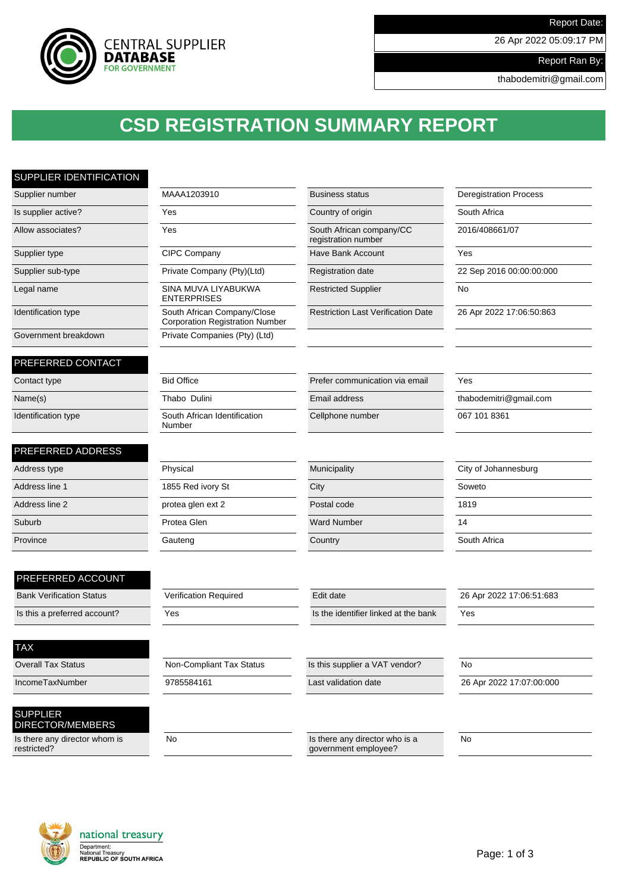CENTRAL SUPPLIER DATABASE FOR GOVERNMENT

| Report Date: |
| --- |
| 26 Apr 2022 05:09:17 PM |
| Report Ran By: |
| thabodemitri@gmail.com |

# CSD REGISTRATION SUMMARY REPORT

## SUPPLIER IDENTIFICATION

| | | | |
| --- | --- | --- | --- |
| Supplier number | MAAA1203910 | Business status | Deregistration Process |
| Is supplier active? | Yes | Country of origin | South Africa |
| Allow associates? | Yes | South African company/CC registration number | 2016/408661/07 |
| Supplier type | CIPC Company | Have Bank Account | Yes |
| Supplier sub-type | Private Company (Pty)(Ltd) | Registration date | 22 Sep 2016 00:00:00:000 |
| Legal name | SINA MUVA LIYABUKWA ENTERPRISES | Restricted Supplier | No |
| Identification type | South African Company/Close Corporation Registration Number | Restriction Last Verification Date | 26 Apr 2022 17:06:50:863 |
| Government breakdown | Private Companies (Pty) (Ltd) | | |

## PREFERRED CONTACT

| | | | |
| --- | --- | --- | --- |
| Contact type | Bid Office | Prefer communication via email | Yes |
| Name(s) | Thabo Dulini | Email address | thabodemitri@gmail.com |
| Identification type | South African Identification Number | Cellphone number | 067 101 8361 |

## PREFERRED ADDRESS

| | | | |
| --- | --- | --- | --- |
| Address type | Physical | Municipality | City of Johannesburg |
| Address line 1 | 1855 Red ivory St | City | Soweto |
| Address line 2 | protea glen ext 2 | Postal code | 1819 |
| Suburb | Protea Glen | Ward Number | 14 |
| Province | Gauteng | Country | South Africa |

## PREFERRED ACCOUNT

| | | | |
| --- | --- | --- | --- |
| Bank Verification Status | Verification Required | Edit date | 26 Apr 2022 17:06:51:683 |
| Is this a preferred account? | Yes | Is the identifier linked at the bank | Yes |

## TAX

| | | | |
| --- | --- | --- | --- |
| Overall Tax Status | Non-Compliant Tax Status | Is this supplier a VAT vendor? | No |
| IncomeTaxNumber | 9785584161 | Last validation date | 26 Apr 2022 17:07:00:000 |

## SUPPLIER DIRECTOR/MEMBERS

| | | | |
| --- | --- | --- | --- |
| Is there any director whom is restricted? | No | Is there any director who is a government employee? | No |

national treasury
Department:
National Treasury
REPUBLIC OF SOUTH AFRICA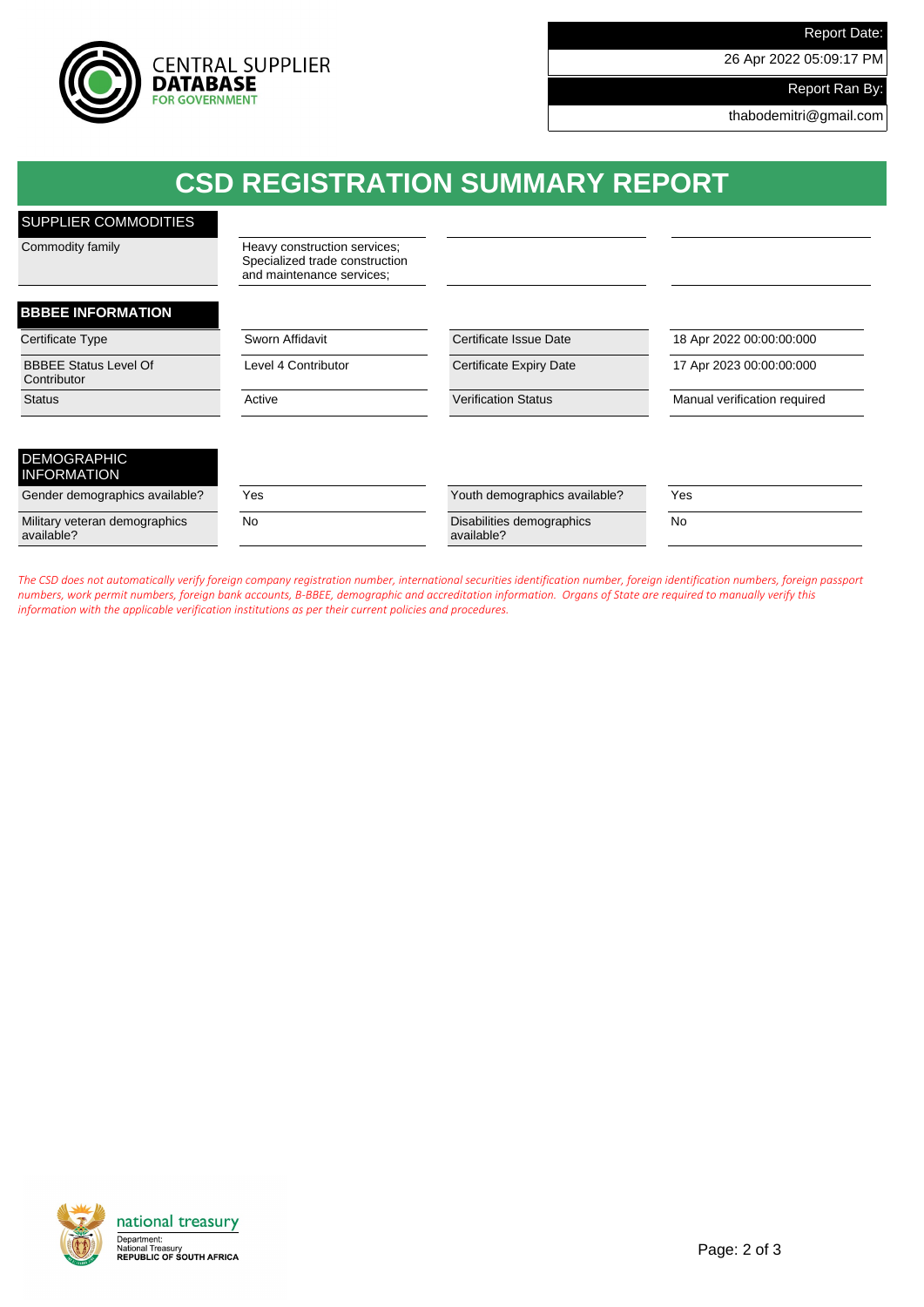Report Date: 26 Apr 2022 05:09:17 PM

Report Ran By: thabodemitri@gmail.com

# CSD REGISTRATION SUMMARY REPORT

## SUPPLIER COMMODITIES

| Commodity family | Heavy construction services; Specialized trade construction and maintenance services; | | |
|---|---|---|---|

## BBBEE INFORMATION

| Certificate Type | Sworn Affidavit | Certificate Issue Date | 18 Apr 2022 00:00:00:000 |
|---|---|---|---|
| BBBEE Status Level Of Contributor | Level 4 Contributor | Certificate Expiry Date | 17 Apr 2023 00:00:00:000 |
| Status | Active | Verification Status | Manual verification required |

## DEMOGRAPHIC INFORMATION

| Gender demographics available? | Yes | Youth demographics available? | Yes |
|---|---|---|---|
| Military veteran demographics available? | No | Disabilities demographics available? | No |

*The CSD does not automatically verify foreign company registration number, international securities identification number, foreign identification numbers, foreign passport numbers, work permit numbers, foreign bank accounts, B-BBEE, demographic and accreditation information. Organs of State are required to manually verify this information with the applicable verification institutions as per their current policies and procedures.*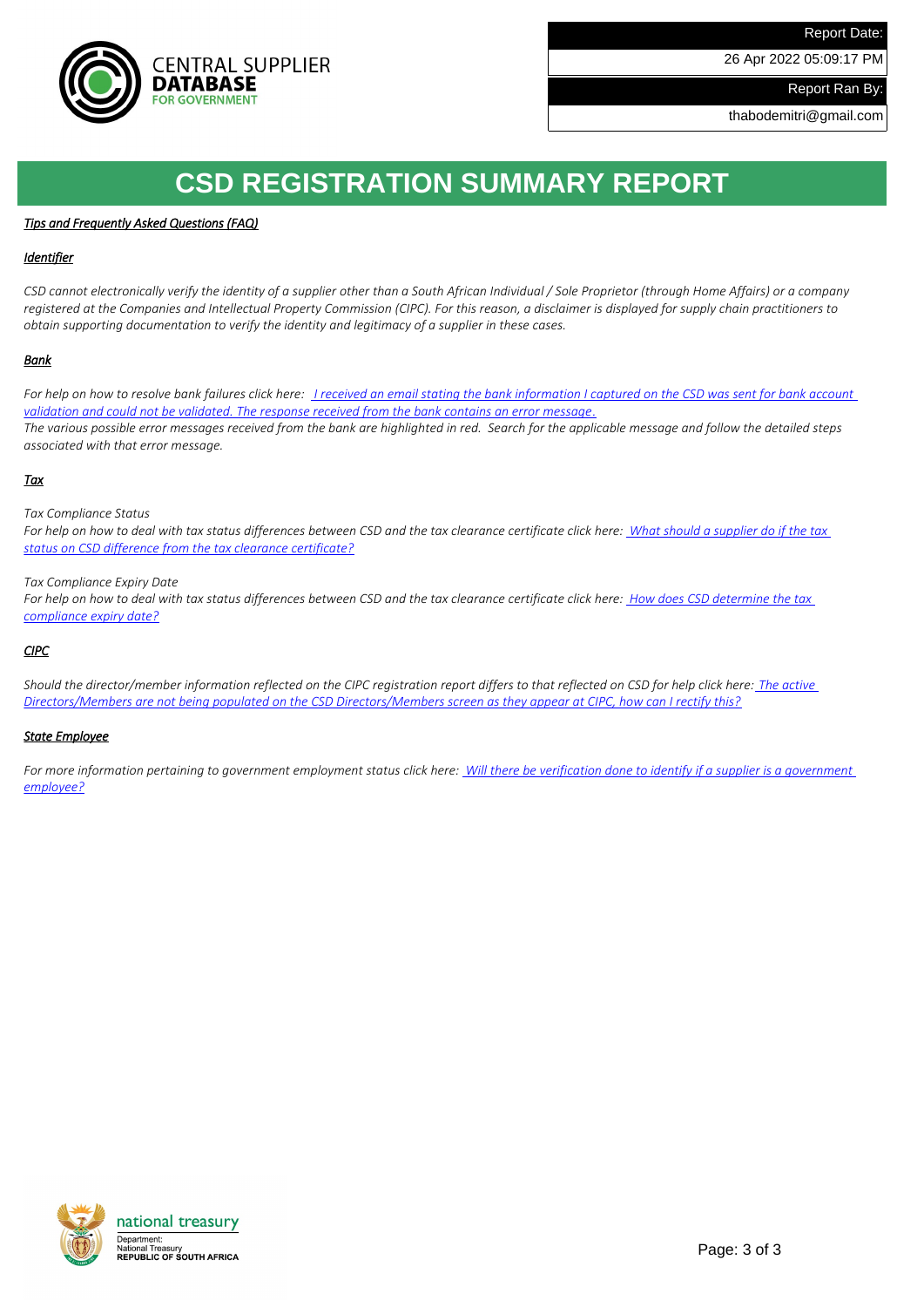Report Date: 26 Apr 2022 05:09:17 PM

Report Ran By: thabodemitri@gmail.com

# CSD REGISTRATION SUMMARY REPORT

***Tips and Frequently Asked Questions (FAQ)***

***Identifier***

*CSD cannot electronically verify the identity of a supplier other than a South African Individual / Sole Proprietor (through Home Affairs) or a company registered at the Companies and Intellectual Property Commission (CIPC). For this reason, a disclaimer is displayed for supply chain practitioners to obtain supporting documentation to verify the identity and legitimacy of a supplier in these cases.*

***Bank***

*For help on how to resolve bank failures click here: I received an email stating the bank information I captured on the CSD was sent for bank account validation and could not be validated. The response received from the bank contains an error message.*
*The various possible error messages received from the bank are highlighted in red. Search for the applicable message and follow the detailed steps associated with that error message.*

***Tax***

*Tax Compliance Status*
*For help on how to deal with tax status differences between CSD and the tax clearance certificate click here: What should a supplier do if the tax status on CSD difference from the tax clearance certificate?*

*Tax Compliance Expiry Date*
*For help on how to deal with tax status differences between CSD and the tax clearance certificate click here: How does CSD determine the tax compliance expiry date?*

***CIPC***

*Should the director/member information reflected on the CIPC registration report differs to that reflected on CSD for help click here: The active Directors/Members are not being populated on the CSD Directors/Members screen as they appear at CIPC, how can I rectify this?*

***State Employee***

*For more information pertaining to government employment status click here: Will there be verification done to identify if a supplier is a government employee?*